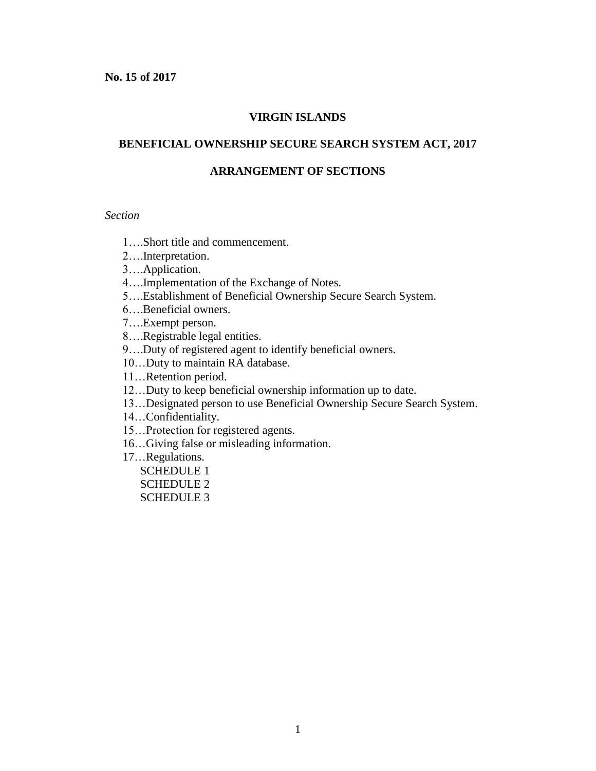**No. 15 of 2017**

# VIRGIN ISLANDS

## BENEFICIAL OWNERSHIP SECURE SEARCH SYSTEM ACT, 2017

## ARRANGEMENT OF SECTIONS

*Section*

1….Short title and commencement.
2….Interpretation.
3….Application.
4….Implementation of the Exchange of Notes.
5….Establishment of Beneficial Ownership Secure Search System.
6….Beneficial owners.
7….Exempt person.
8….Registrable legal entities.
9….Duty of registered agent to identify beneficial owners.
10…Duty to maintain RA database.
11…Retention period.
12…Duty to keep beneficial ownership information up to date.
13…Designated person to use Beneficial Ownership Secure Search System.
14…Confidentiality.
15…Protection for registered agents.
16…Giving false or misleading information.
17…Regulations.
SCHEDULE 1
SCHEDULE 2
SCHEDULE 3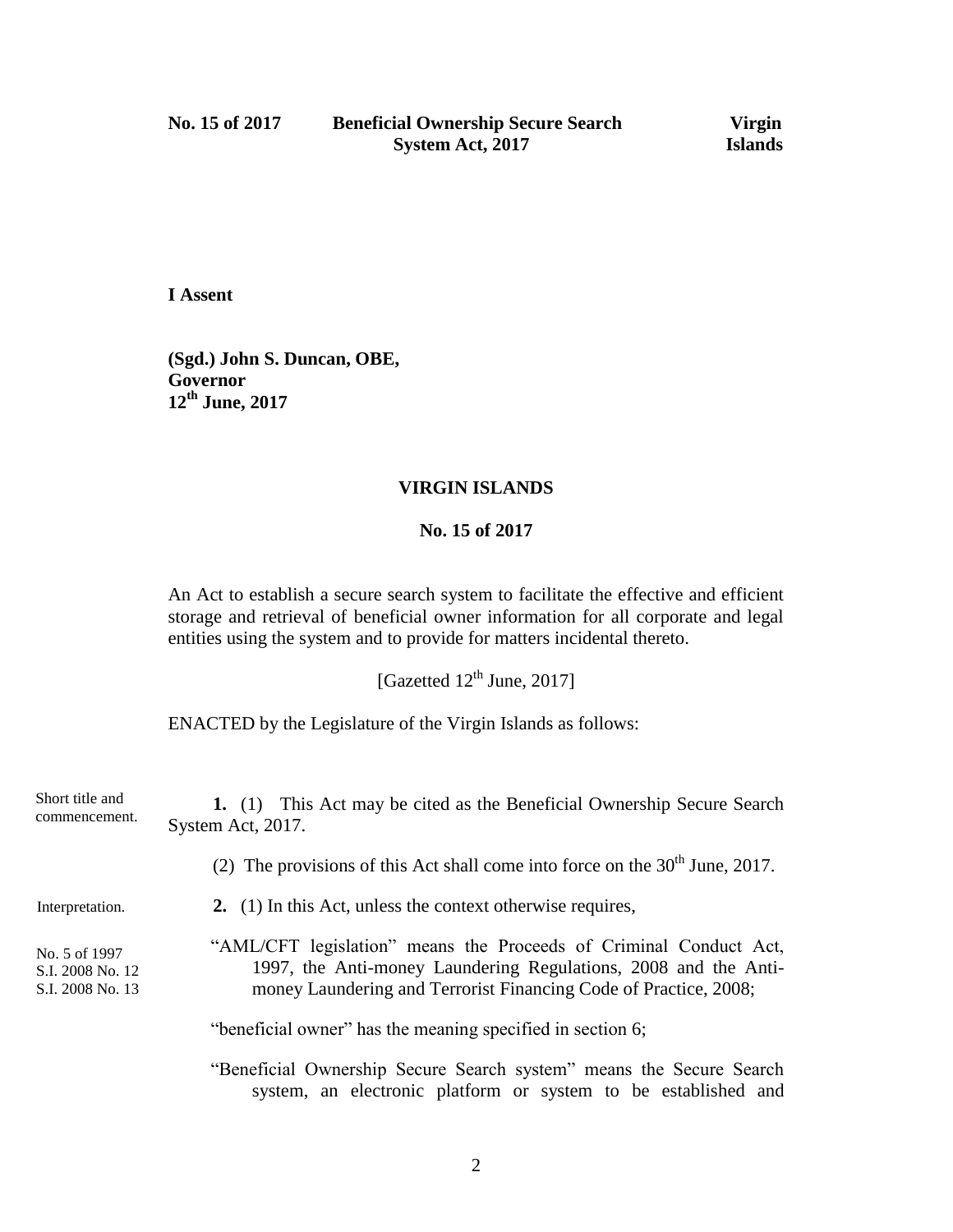**I Assent**

**(Sgd.) John S. Duncan, OBE,**
**Governor**
**12th June, 2017**

**VIRGIN ISLANDS**

**No. 15 of 2017**

An Act to establish a secure search system to facilitate the effective and efficient storage and retrieval of beneficial owner information for all corporate and legal entities using the system and to provide for matters incidental thereto.

[Gazetted 12th June, 2017]

ENACTED by the Legislature of the Virgin Islands as follows:

Short title and commencement.

**1.** (1) This Act may be cited as the Beneficial Ownership Secure Search System Act, 2017.

(2) The provisions of this Act shall come into force on the 30th June, 2017.

Interpretation.

**2.** (1) In this Act, unless the context otherwise requires,

No. 5 of 1997
S.I. 2008 No. 12
S.I. 2008 No. 13

"AML/CFT legislation" means the Proceeds of Criminal Conduct Act, 1997, the Anti-money Laundering Regulations, 2008 and the Anti-money Laundering and Terrorist Financing Code of Practice, 2008;

"beneficial owner" has the meaning specified in section 6;

"Beneficial Ownership Secure Search system" means the Secure Search system, an electronic platform or system to be established and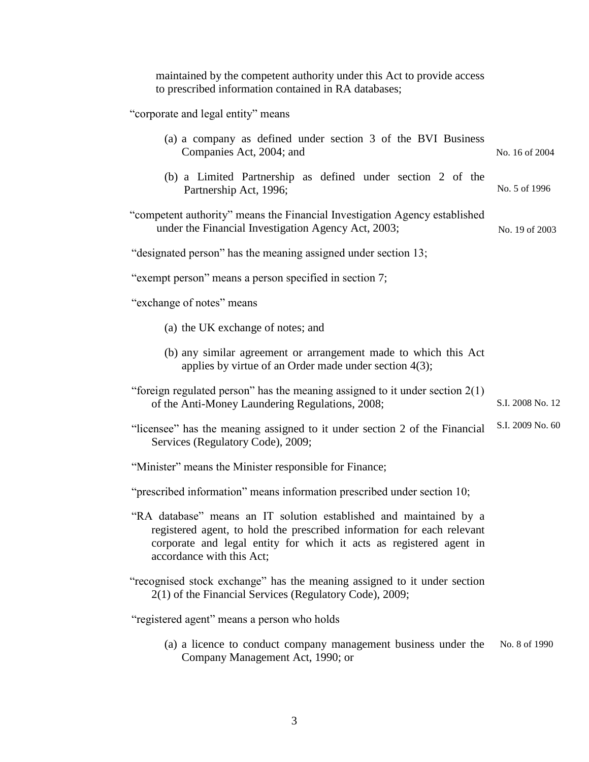maintained by the competent authority under this Act to provide access to prescribed information contained in RA databases;

"corporate and legal entity" means

(a) a company as defined under section 3 of the BVI Business Companies Act, 2004; and (No. 16 of 2004)

(b) a Limited Partnership as defined under section 2 of the Partnership Act, 1996; (No. 5 of 1996)

"competent authority" means the Financial Investigation Agency established under the Financial Investigation Agency Act, 2003; (No. 19 of 2003)

"designated person" has the meaning assigned under section 13;

"exempt person" means a person specified in section 7;

"exchange of notes" means

(a) the UK exchange of notes; and

(b) any similar agreement or arrangement made to which this Act applies by virtue of an Order made under section 4(3);

"foreign regulated person" has the meaning assigned to it under section 2(1) of the Anti-Money Laundering Regulations, 2008; (S.I. 2008 No. 12)

"licensee" has the meaning assigned to it under section 2 of the Financial Services (Regulatory Code), 2009; (S.I. 2009 No. 60)

"Minister" means the Minister responsible for Finance;

"prescribed information" means information prescribed under section 10;

"RA database" means an IT solution established and maintained by a registered agent, to hold the prescribed information for each relevant corporate and legal entity for which it acts as registered agent in accordance with this Act;

"recognised stock exchange" has the meaning assigned to it under section 2(1) of the Financial Services (Regulatory Code), 2009;

"registered agent" means a person who holds

(a) a licence to conduct company management business under the Company Management Act, 1990; or (No. 8 of 1990)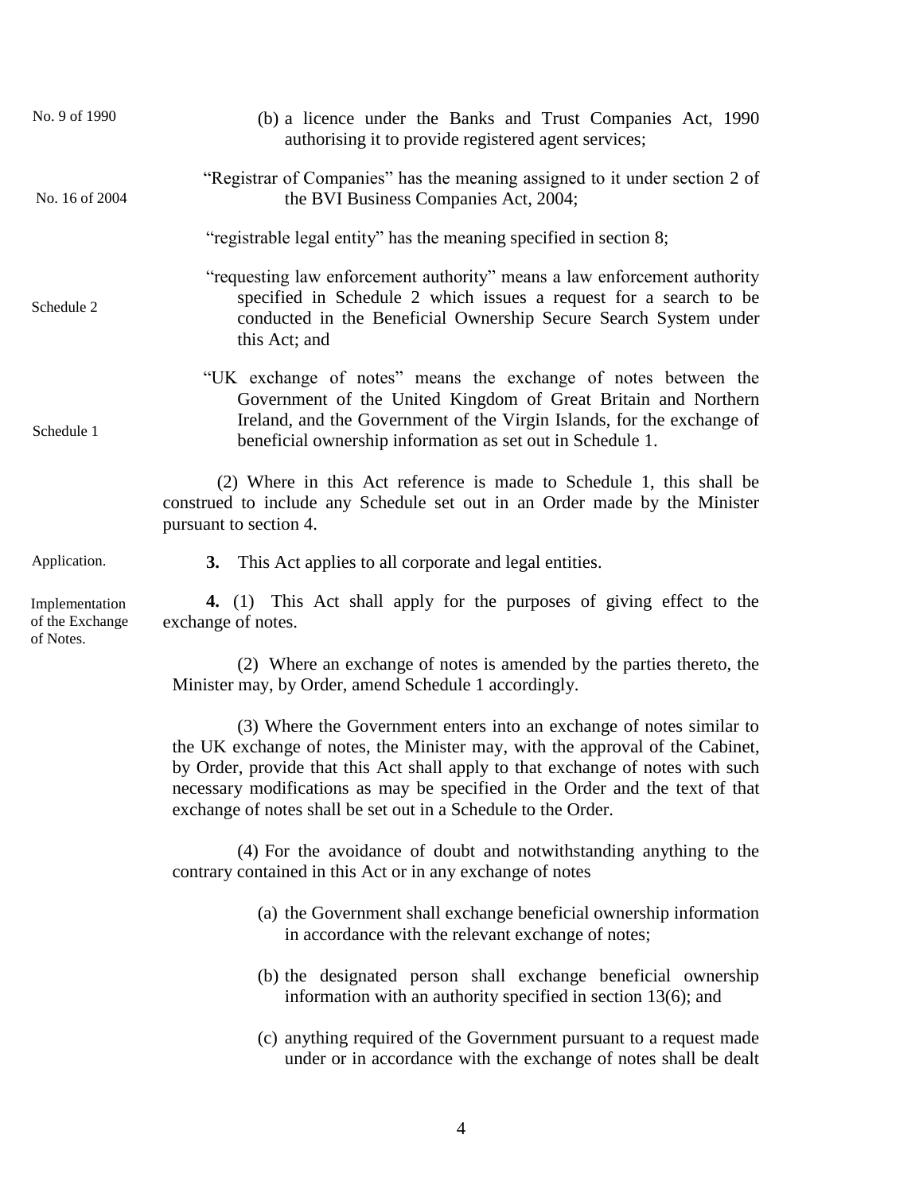No. 9 of 1990

(b) a licence under the Banks and Trust Companies Act, 1990 authorising it to provide registered agent services;

No. 16 of 2004

"Registrar of Companies" has the meaning assigned to it under section 2 of the BVI Business Companies Act, 2004;

"registrable legal entity" has the meaning specified in section 8;

Schedule 2

"requesting law enforcement authority" means a law enforcement authority specified in Schedule 2 which issues a request for a search to be conducted in the Beneficial Ownership Secure Search System under this Act; and

Schedule 1

"UK exchange of notes" means the exchange of notes between the Government of the United Kingdom of Great Britain and Northern Ireland, and the Government of the Virgin Islands, for the exchange of beneficial ownership information as set out in Schedule 1.

(2) Where in this Act reference is made to Schedule 1, this shall be construed to include any Schedule set out in an Order made by the Minister pursuant to section 4.

Application.

**3.** This Act applies to all corporate and legal entities.

Implementation of the Exchange of Notes.

**4.** (1) This Act shall apply for the purposes of giving effect to the exchange of notes.

(2) Where an exchange of notes is amended by the parties thereto, the Minister may, by Order, amend Schedule 1 accordingly.

(3) Where the Government enters into an exchange of notes similar to the UK exchange of notes, the Minister may, with the approval of the Cabinet, by Order, provide that this Act shall apply to that exchange of notes with such necessary modifications as may be specified in the Order and the text of that exchange of notes shall be set out in a Schedule to the Order.

(4) For the avoidance of doubt and notwithstanding anything to the contrary contained in this Act or in any exchange of notes

(a) the Government shall exchange beneficial ownership information in accordance with the relevant exchange of notes;

(b) the designated person shall exchange beneficial ownership information with an authority specified in section 13(6); and

(c) anything required of the Government pursuant to a request made under or in accordance with the exchange of notes shall be dealt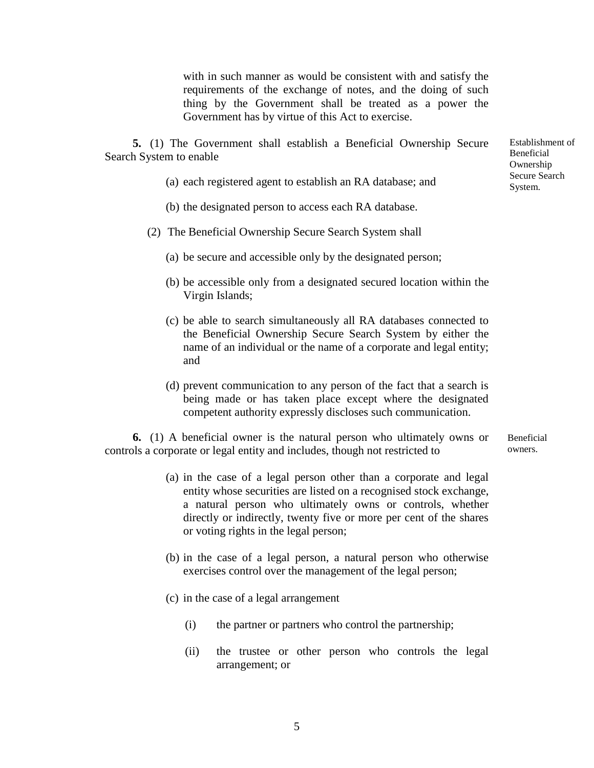with in such manner as would be consistent with and satisfy the requirements of the exchange of notes, and the doing of such thing by the Government shall be treated as a power the Government has by virtue of this Act to exercise.

Establishment of Beneficial Ownership Secure Search System.

**5.** (1) The Government shall establish a Beneficial Ownership Secure Search System to enable

(a) each registered agent to establish an RA database; and

(b) the designated person to access each RA database.

(2) The Beneficial Ownership Secure Search System shall

(a) be secure and accessible only by the designated person;

(b) be accessible only from a designated secured location within the Virgin Islands;

(c) be able to search simultaneously all RA databases connected to the Beneficial Ownership Secure Search System by either the name of an individual or the name of a corporate and legal entity; and

(d) prevent communication to any person of the fact that a search is being made or has taken place except where the designated competent authority expressly discloses such communication.

Beneficial owners.

**6.** (1) A beneficial owner is the natural person who ultimately owns or controls a corporate or legal entity and includes, though not restricted to

(a) in the case of a legal person other than a corporate and legal entity whose securities are listed on a recognised stock exchange, a natural person who ultimately owns or controls, whether directly or indirectly, twenty five or more per cent of the shares or voting rights in the legal person;

(b) in the case of a legal person, a natural person who otherwise exercises control over the management of the legal person;

(c) in the case of a legal arrangement

(i) the partner or partners who control the partnership;

(ii) the trustee or other person who controls the legal arrangement; or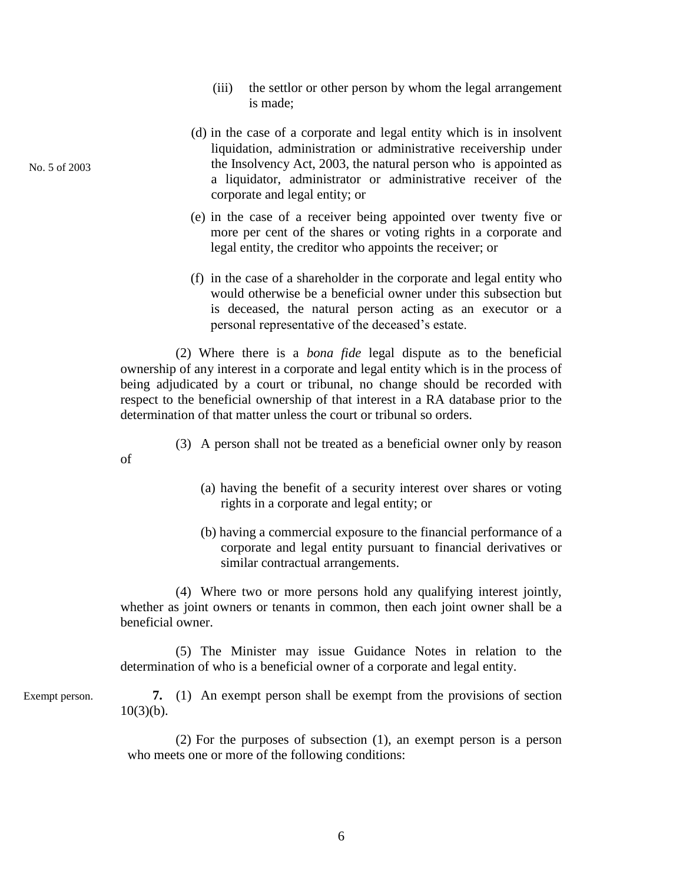(iii) the settlor or other person by whom the legal arrangement is made;

No. 5 of 2003

(d) in the case of a corporate and legal entity which is in insolvent liquidation, administration or administrative receivership under the Insolvency Act, 2003, the natural person who is appointed as a liquidator, administrator or administrative receiver of the corporate and legal entity; or

(e) in the case of a receiver being appointed over twenty five or more per cent of the shares or voting rights in a corporate and legal entity, the creditor who appoints the receiver; or

(f) in the case of a shareholder in the corporate and legal entity who would otherwise be a beneficial owner under this subsection but is deceased, the natural person acting as an executor or a personal representative of the deceased's estate.

(2) Where there is a *bona fide* legal dispute as to the beneficial ownership of any interest in a corporate and legal entity which is in the process of being adjudicated by a court or tribunal, no change should be recorded with respect to the beneficial ownership of that interest in a RA database prior to the determination of that matter unless the court or tribunal so orders.

(3) A person shall not be treated as a beneficial owner only by reason of

(a) having the benefit of a security interest over shares or voting rights in a corporate and legal entity; or

(b) having a commercial exposure to the financial performance of a corporate and legal entity pursuant to financial derivatives or similar contractual arrangements.

(4) Where two or more persons hold any qualifying interest jointly, whether as joint owners or tenants in common, then each joint owner shall be a beneficial owner.

(5) The Minister may issue Guidance Notes in relation to the determination of who is a beneficial owner of a corporate and legal entity.

Exempt person.

**7.** (1) An exempt person shall be exempt from the provisions of section 10(3)(b).

(2) For the purposes of subsection (1), an exempt person is a person who meets one or more of the following conditions: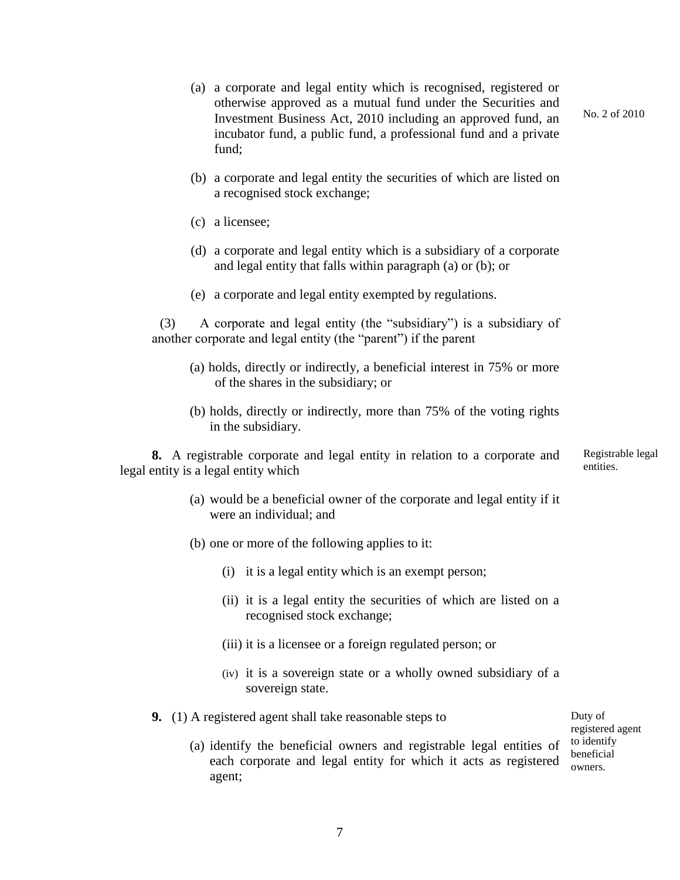(a) a corporate and legal entity which is recognised, registered or otherwise approved as a mutual fund under the Securities and Investment Business Act, 2010 including an approved fund, an incubator fund, a public fund, a professional fund and a private fund;

No. 2 of 2010

(b) a corporate and legal entity the securities of which are listed on a recognised stock exchange;

(c) a licensee;

(d) a corporate and legal entity which is a subsidiary of a corporate and legal entity that falls within paragraph (a) or (b); or

(e) a corporate and legal entity exempted by regulations.

(3) A corporate and legal entity (the "subsidiary") is a subsidiary of another corporate and legal entity (the "parent") if the parent

(a) holds, directly or indirectly, a beneficial interest in 75% or more of the shares in the subsidiary; or

(b) holds, directly or indirectly, more than 75% of the voting rights in the subsidiary.

Registrable legal entities.

**8.** A registrable corporate and legal entity in relation to a corporate and legal entity is a legal entity which

(a) would be a beneficial owner of the corporate and legal entity if it were an individual; and

(b) one or more of the following applies to it:

(i) it is a legal entity which is an exempt person;

(ii) it is a legal entity the securities of which are listed on a recognised stock exchange;

(iii) it is a licensee or a foreign regulated person; or

(iv) it is a sovereign state or a wholly owned subsidiary of a sovereign state.

Duty of registered agent to identify beneficial owners.

**9.** (1) A registered agent shall take reasonable steps to

(a) identify the beneficial owners and registrable legal entities of each corporate and legal entity for which it acts as registered agent;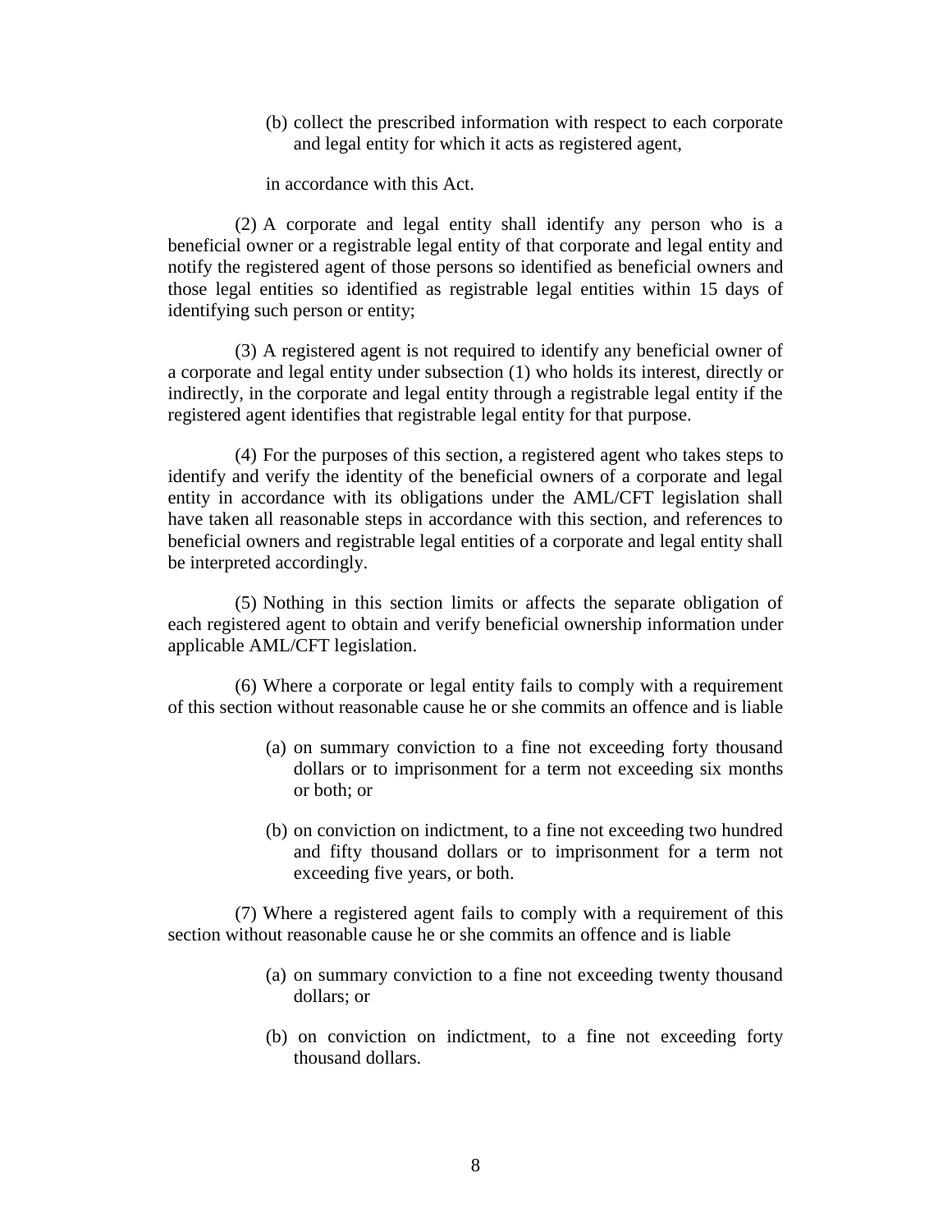(b) collect the prescribed information with respect to each corporate and legal entity for which it acts as registered agent,

in accordance with this Act.

(2) A corporate and legal entity shall identify any person who is a beneficial owner or a registrable legal entity of that corporate and legal entity and notify the registered agent of those persons so identified as beneficial owners and those legal entities so identified as registrable legal entities within 15 days of identifying such person or entity;

(3) A registered agent is not required to identify any beneficial owner of a corporate and legal entity under subsection (1) who holds its interest, directly or indirectly, in the corporate and legal entity through a registrable legal entity if the registered agent identifies that registrable legal entity for that purpose.

(4) For the purposes of this section, a registered agent who takes steps to identify and verify the identity of the beneficial owners of a corporate and legal entity in accordance with its obligations under the AML/CFT legislation shall have taken all reasonable steps in accordance with this section, and references to beneficial owners and registrable legal entities of a corporate and legal entity shall be interpreted accordingly.

(5) Nothing in this section limits or affects the separate obligation of each registered agent to obtain and verify beneficial ownership information under applicable AML/CFT legislation.

(6) Where a corporate or legal entity fails to comply with a requirement of this section without reasonable cause he or she commits an offence and is liable

(a) on summary conviction to a fine not exceeding forty thousand dollars or to imprisonment for a term not exceeding six months or both; or

(b) on conviction on indictment, to a fine not exceeding two hundred and fifty thousand dollars or to imprisonment for a term not exceeding five years, or both.

(7) Where a registered agent fails to comply with a requirement of this section without reasonable cause he or she commits an offence and is liable

(a) on summary conviction to a fine not exceeding twenty thousand dollars; or

(b) on conviction on indictment, to a fine not exceeding forty thousand dollars.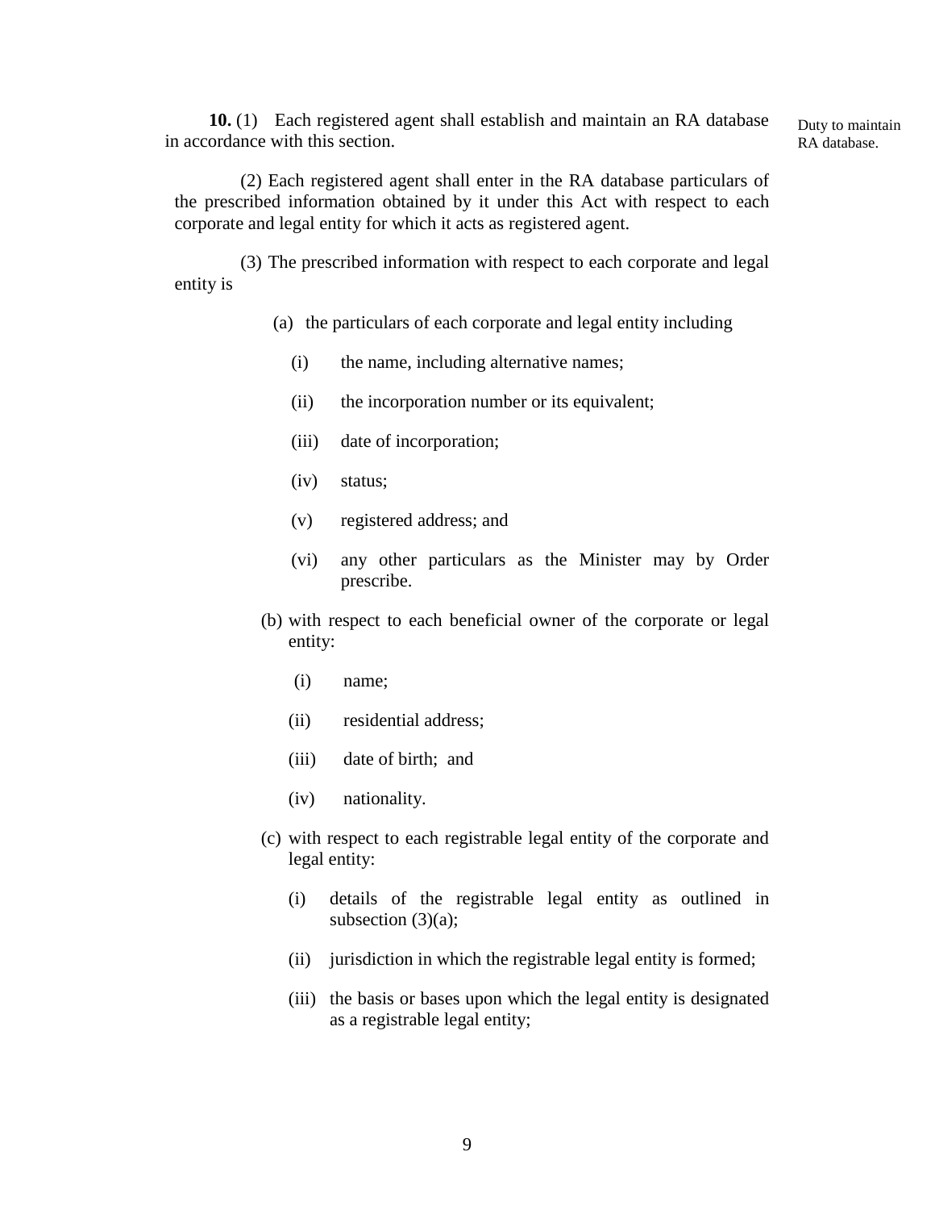Duty to maintain RA database.

**10.** (1) Each registered agent shall establish and maintain an RA database in accordance with this section.

(2) Each registered agent shall enter in the RA database particulars of the prescribed information obtained by it under this Act with respect to each corporate and legal entity for which it acts as registered agent.

(3) The prescribed information with respect to each corporate and legal entity is

(a) the particulars of each corporate and legal entity including

(i) the name, including alternative names;

(ii) the incorporation number or its equivalent;

(iii) date of incorporation;

(iv) status;

(v) registered address; and

(vi) any other particulars as the Minister may by Order prescribe.

(b) with respect to each beneficial owner of the corporate or legal entity:

(i) name;

(ii) residential address;

(iii) date of birth; and

(iv) nationality.

(c) with respect to each registrable legal entity of the corporate and legal entity:

(i) details of the registrable legal entity as outlined in subsection (3)(a);

(ii) jurisdiction in which the registrable legal entity is formed;

(iii) the basis or bases upon which the legal entity is designated as a registrable legal entity;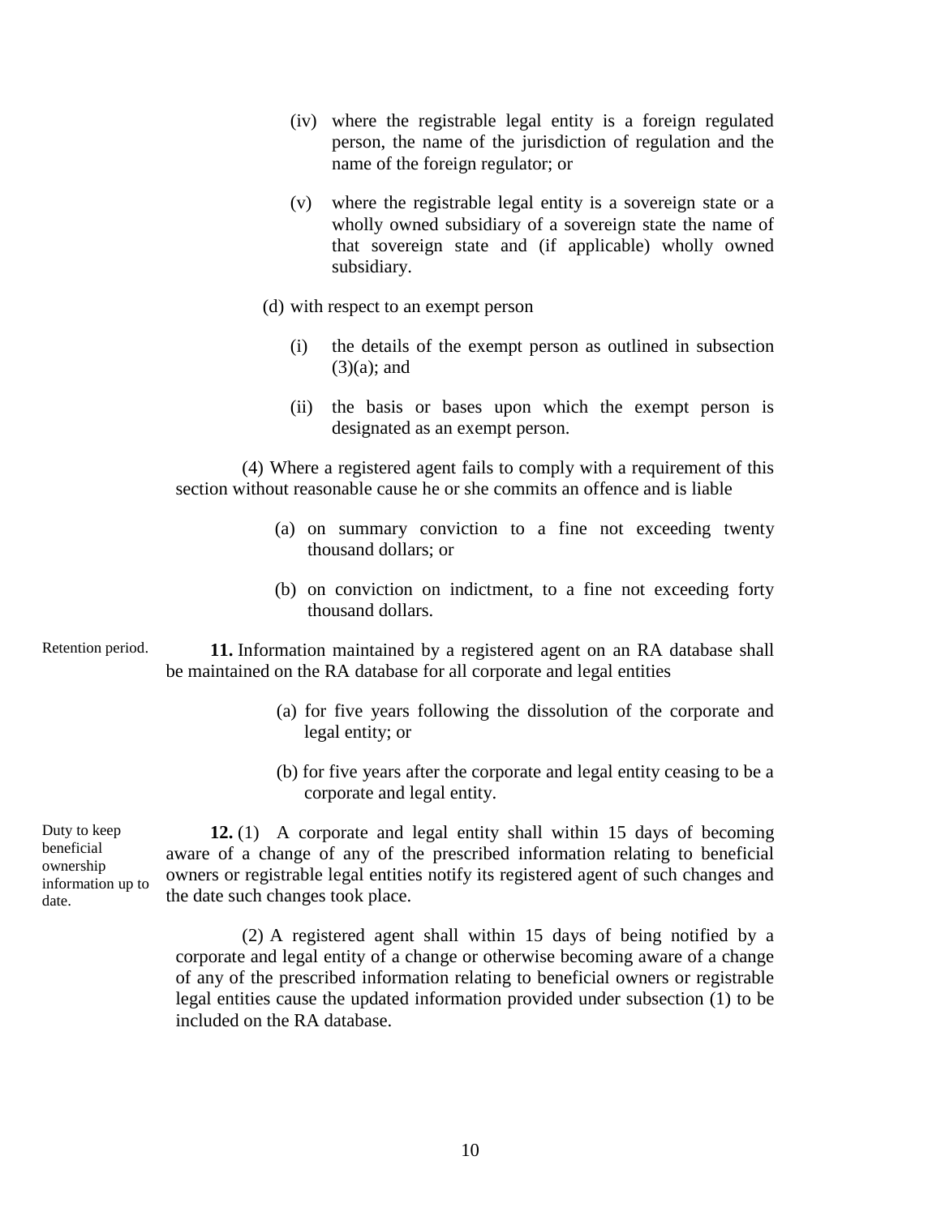(iv) where the registrable legal entity is a foreign regulated person, the name of the jurisdiction of regulation and the name of the foreign regulator; or

(v) where the registrable legal entity is a sovereign state or a wholly owned subsidiary of a sovereign state the name of that sovereign state and (if applicable) wholly owned subsidiary.

(d) with respect to an exempt person

(i) the details of the exempt person as outlined in subsection (3)(a); and

(ii) the basis or bases upon which the exempt person is designated as an exempt person.

(4) Where a registered agent fails to comply with a requirement of this section without reasonable cause he or she commits an offence and is liable

(a) on summary conviction to a fine not exceeding twenty thousand dollars; or

(b) on conviction on indictment, to a fine not exceeding forty thousand dollars.

Retention period.

**11.** Information maintained by a registered agent on an RA database shall be maintained on the RA database for all corporate and legal entities

(a) for five years following the dissolution of the corporate and legal entity; or

(b) for five years after the corporate and legal entity ceasing to be a corporate and legal entity.

Duty to keep beneficial ownership information up to date.

**12.** (1) A corporate and legal entity shall within 15 days of becoming aware of a change of any of the prescribed information relating to beneficial owners or registrable legal entities notify its registered agent of such changes and the date such changes took place.

(2) A registered agent shall within 15 days of being notified by a corporate and legal entity of a change or otherwise becoming aware of a change of any of the prescribed information relating to beneficial owners or registrable legal entities cause the updated information provided under subsection (1) to be included on the RA database.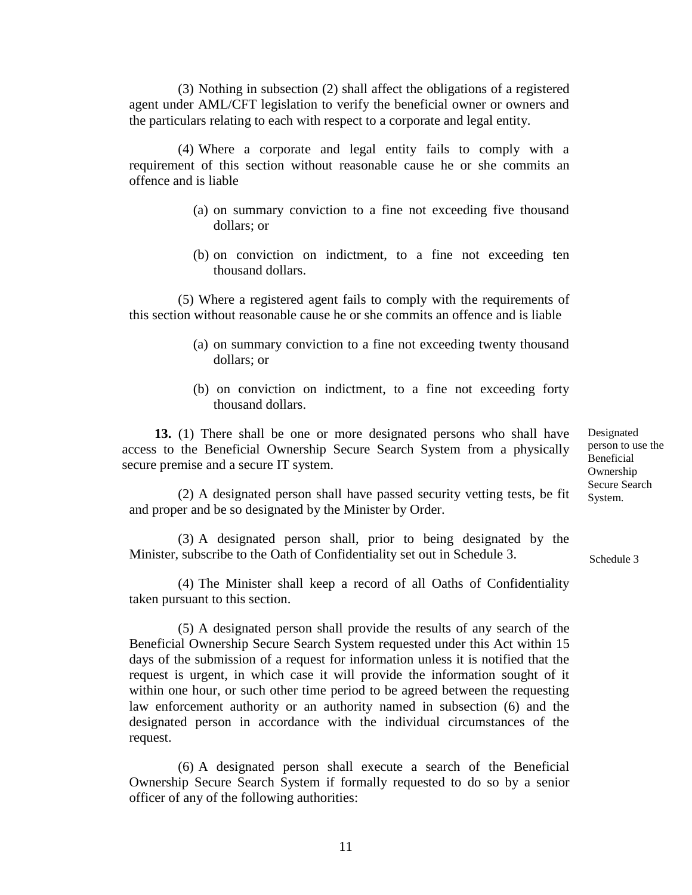(3) Nothing in subsection (2) shall affect the obligations of a registered agent under AML/CFT legislation to verify the beneficial owner or owners and the particulars relating to each with respect to a corporate and legal entity.

(4) Where a corporate and legal entity fails to comply with a requirement of this section without reasonable cause he or she commits an offence and is liable

(a) on summary conviction to a fine not exceeding five thousand dollars; or

(b) on conviction on indictment, to a fine not exceeding ten thousand dollars.

(5) Where a registered agent fails to comply with the requirements of this section without reasonable cause he or she commits an offence and is liable

(a) on summary conviction to a fine not exceeding twenty thousand dollars; or

(b) on conviction on indictment, to a fine not exceeding forty thousand dollars.

Designated person to use the Beneficial Ownership Secure Search System.

**13.** (1) There shall be one or more designated persons who shall have access to the Beneficial Ownership Secure Search System from a physically secure premise and a secure IT system.

(2) A designated person shall have passed security vetting tests, be fit and proper and be so designated by the Minister by Order.

(3) A designated person shall, prior to being designated by the Minister, subscribe to the Oath of Confidentiality set out in Schedule 3.

Schedule 3

(4) The Minister shall keep a record of all Oaths of Confidentiality taken pursuant to this section.

(5) A designated person shall provide the results of any search of the Beneficial Ownership Secure Search System requested under this Act within 15 days of the submission of a request for information unless it is notified that the request is urgent, in which case it will provide the information sought of it within one hour, or such other time period to be agreed between the requesting law enforcement authority or an authority named in subsection (6) and the designated person in accordance with the individual circumstances of the request.

(6) A designated person shall execute a search of the Beneficial Ownership Secure Search System if formally requested to do so by a senior officer of any of the following authorities: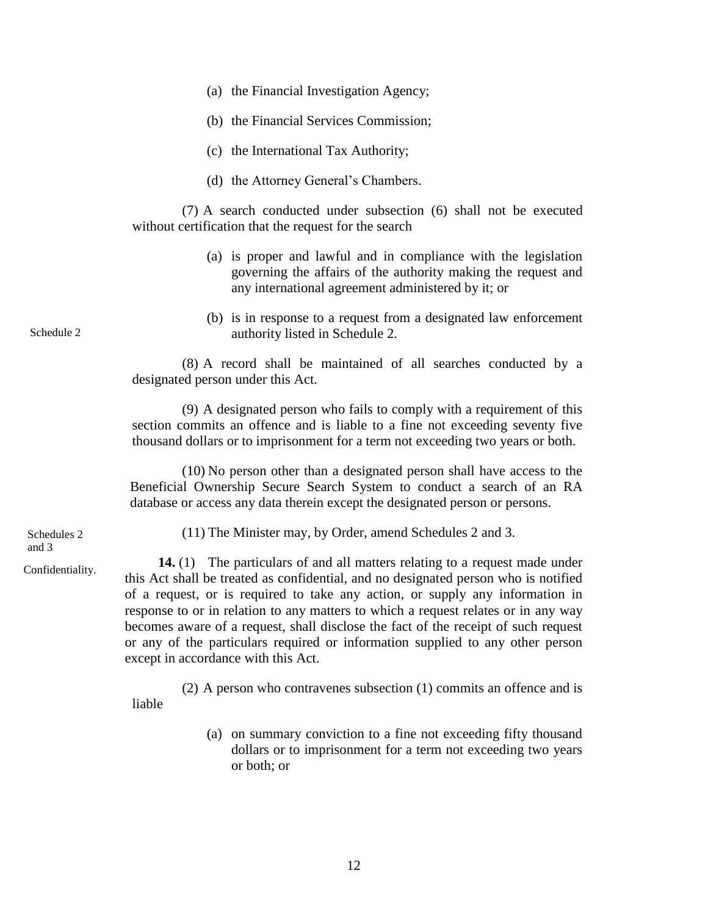(a) the Financial Investigation Agency;

(b) the Financial Services Commission;

(c) the International Tax Authority;

(d) the Attorney General's Chambers.

(7) A search conducted under subsection (6) shall not be executed without certification that the request for the search

(a) is proper and lawful and in compliance with the legislation governing the affairs of the authority making the request and any international agreement administered by it; or

Schedule 2

(b) is in response to a request from a designated law enforcement authority listed in Schedule 2.

(8) A record shall be maintained of all searches conducted by a designated person under this Act.

(9) A designated person who fails to comply with a requirement of this section commits an offence and is liable to a fine not exceeding seventy five thousand dollars or to imprisonment for a term not exceeding two years or both.

(10) No person other than a designated person shall have access to the Beneficial Ownership Secure Search System to conduct a search of an RA database or access any data therein except the designated person or persons.

Schedules 2 and 3

(11) The Minister may, by Order, amend Schedules 2 and 3.

Confidentiality.

**14.** (1) The particulars of and all matters relating to a request made under this Act shall be treated as confidential, and no designated person who is notified of a request, or is required to take any action, or supply any information in response to or in relation to any matters to which a request relates or in any way becomes aware of a request, shall disclose the fact of the receipt of such request or any of the particulars required or information supplied to any other person except in accordance with this Act.

(2) A person who contravenes subsection (1) commits an offence and is liable

(a) on summary conviction to a fine not exceeding fifty thousand dollars or to imprisonment for a term not exceeding two years or both; or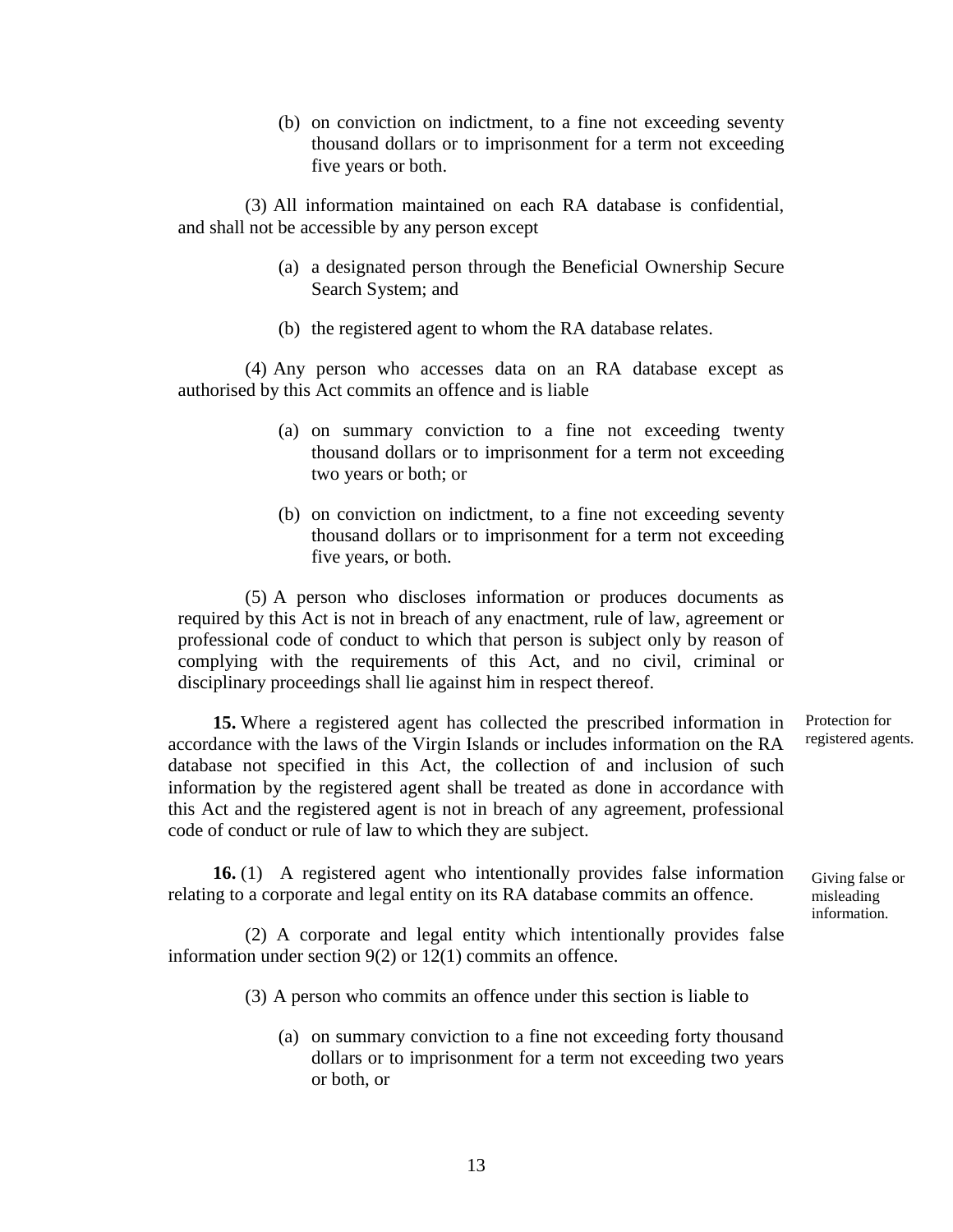(b) on conviction on indictment, to a fine not exceeding seventy thousand dollars or to imprisonment for a term not exceeding five years or both.

(3) All information maintained on each RA database is confidential, and shall not be accessible by any person except

(a) a designated person through the Beneficial Ownership Secure Search System; and

(b) the registered agent to whom the RA database relates.

(4) Any person who accesses data on an RA database except as authorised by this Act commits an offence and is liable

(a) on summary conviction to a fine not exceeding twenty thousand dollars or to imprisonment for a term not exceeding two years or both; or

(b) on conviction on indictment, to a fine not exceeding seventy thousand dollars or to imprisonment for a term not exceeding five years, or both.

(5) A person who discloses information or produces documents as required by this Act is not in breach of any enactment, rule of law, agreement or professional code of conduct to which that person is subject only by reason of complying with the requirements of this Act, and no civil, criminal or disciplinary proceedings shall lie against him in respect thereof.

*Protection for registered agents.*

**15.** Where a registered agent has collected the prescribed information in accordance with the laws of the Virgin Islands or includes information on the RA database not specified in this Act, the collection of and inclusion of such information by the registered agent shall be treated as done in accordance with this Act and the registered agent is not in breach of any agreement, professional code of conduct or rule of law to which they are subject.

*Giving false or misleading information.*

**16.** (1) A registered agent who intentionally provides false information relating to a corporate and legal entity on its RA database commits an offence.

(2) A corporate and legal entity which intentionally provides false information under section 9(2) or 12(1) commits an offence.

(3) A person who commits an offence under this section is liable to

(a) on summary conviction to a fine not exceeding forty thousand dollars or to imprisonment for a term not exceeding two years or both, or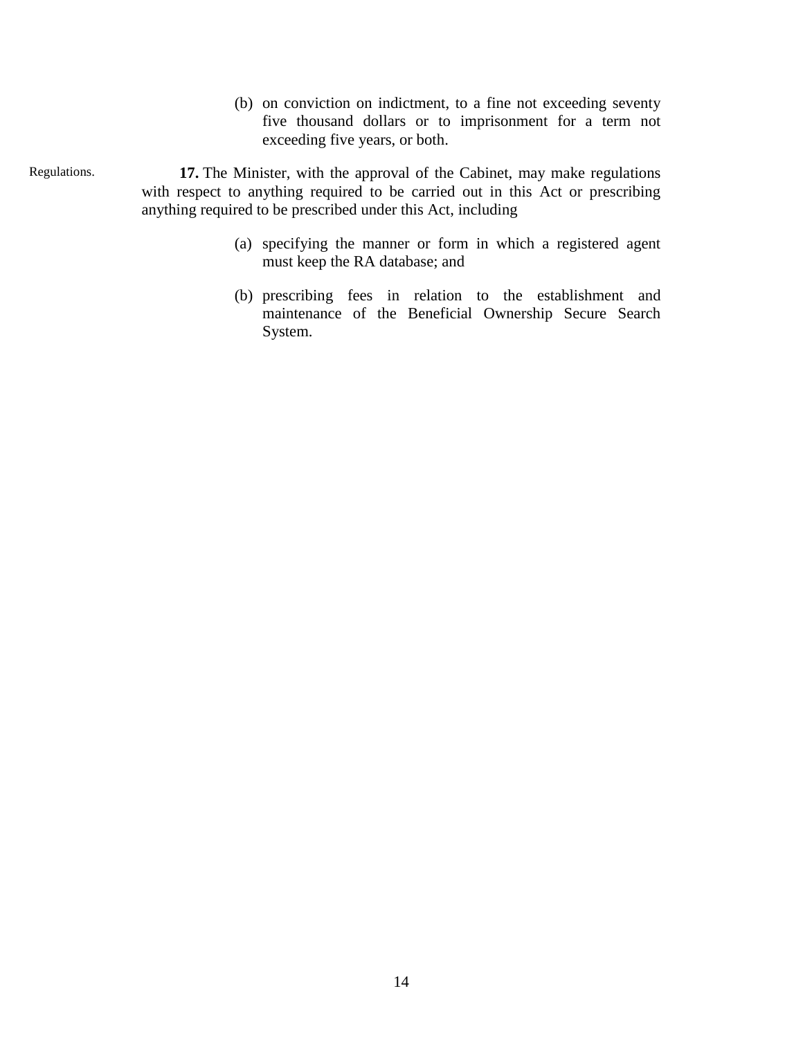(b) on conviction on indictment, to a fine not exceeding seventy five thousand dollars or to imprisonment for a term not exceeding five years, or both.

Regulations.

**17.** The Minister, with the approval of the Cabinet, may make regulations with respect to anything required to be carried out in this Act or prescribing anything required to be prescribed under this Act, including

(a) specifying the manner or form in which a registered agent must keep the RA database; and

(b) prescribing fees in relation to the establishment and maintenance of the Beneficial Ownership Secure Search System.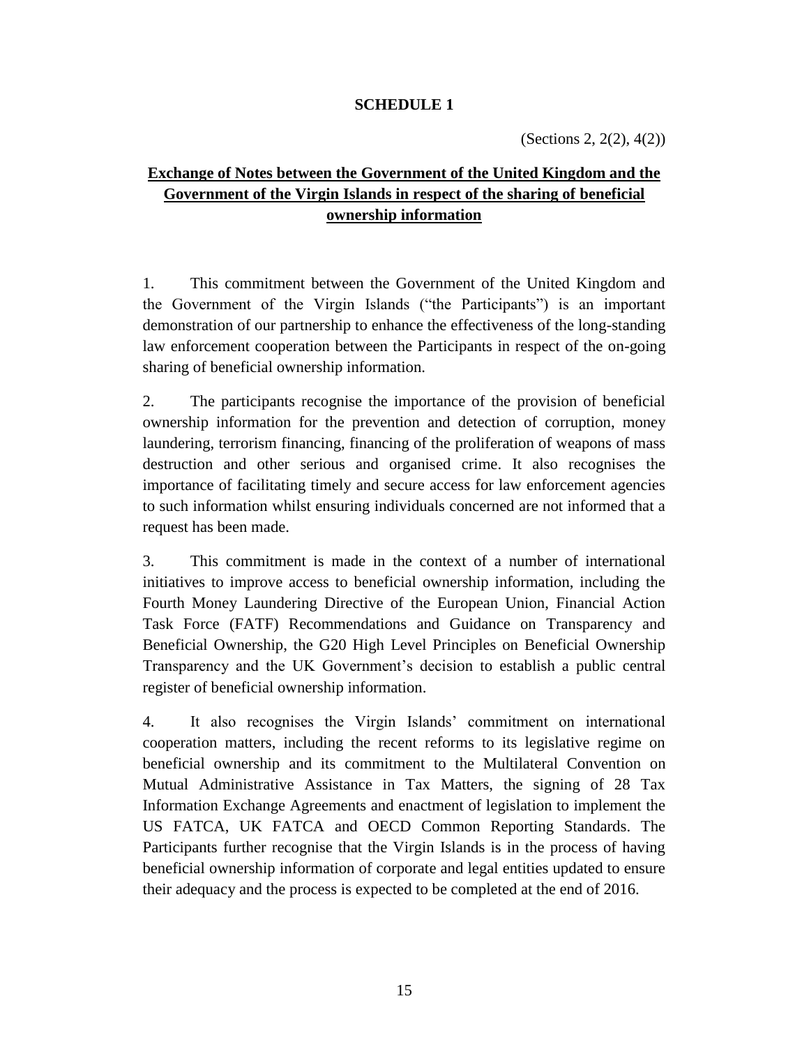# SCHEDULE 1

(Sections 2, 2(2), 4(2))

## Exchange of Notes between the Government of the United Kingdom and the Government of the Virgin Islands in respect of the sharing of beneficial ownership information

1. This commitment between the Government of the United Kingdom and the Government of the Virgin Islands ("the Participants") is an important demonstration of our partnership to enhance the effectiveness of the long-standing law enforcement cooperation between the Participants in respect of the on-going sharing of beneficial ownership information.

2. The participants recognise the importance of the provision of beneficial ownership information for the prevention and detection of corruption, money laundering, terrorism financing, financing of the proliferation of weapons of mass destruction and other serious and organised crime. It also recognises the importance of facilitating timely and secure access for law enforcement agencies to such information whilst ensuring individuals concerned are not informed that a request has been made.

3. This commitment is made in the context of a number of international initiatives to improve access to beneficial ownership information, including the Fourth Money Laundering Directive of the European Union, Financial Action Task Force (FATF) Recommendations and Guidance on Transparency and Beneficial Ownership, the G20 High Level Principles on Beneficial Ownership Transparency and the UK Government's decision to establish a public central register of beneficial ownership information.

4. It also recognises the Virgin Islands' commitment on international cooperation matters, including the recent reforms to its legislative regime on beneficial ownership and its commitment to the Multilateral Convention on Mutual Administrative Assistance in Tax Matters, the signing of 28 Tax Information Exchange Agreements and enactment of legislation to implement the US FATCA, UK FATCA and OECD Common Reporting Standards. The Participants further recognise that the Virgin Islands is in the process of having beneficial ownership information of corporate and legal entities updated to ensure their adequacy and the process is expected to be completed at the end of 2016.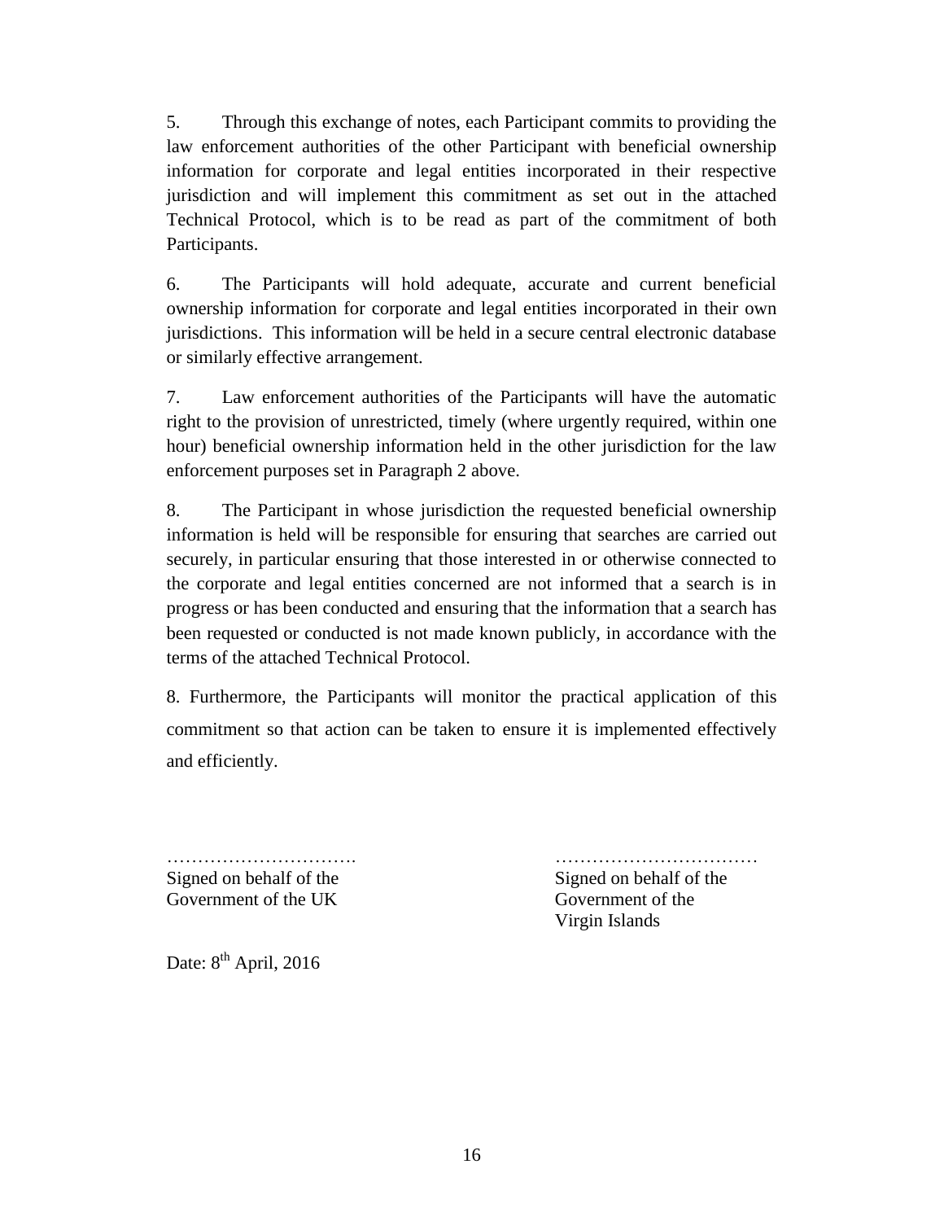5. Through this exchange of notes, each Participant commits to providing the law enforcement authorities of the other Participant with beneficial ownership information for corporate and legal entities incorporated in their respective jurisdiction and will implement this commitment as set out in the attached Technical Protocol, which is to be read as part of the commitment of both Participants.

6. The Participants will hold adequate, accurate and current beneficial ownership information for corporate and legal entities incorporated in their own jurisdictions. This information will be held in a secure central electronic database or similarly effective arrangement.

7. Law enforcement authorities of the Participants will have the automatic right to the provision of unrestricted, timely (where urgently required, within one hour) beneficial ownership information held in the other jurisdiction for the law enforcement purposes set in Paragraph 2 above.

8. The Participant in whose jurisdiction the requested beneficial ownership information is held will be responsible for ensuring that searches are carried out securely, in particular ensuring that those interested in or otherwise connected to the corporate and legal entities concerned are not informed that a search is in progress or has been conducted and ensuring that the information that a search has been requested or conducted is not made known publicly, in accordance with the terms of the attached Technical Protocol.

8. Furthermore, the Participants will monitor the practical application of this commitment so that action can be taken to ensure it is implemented effectively and efficiently.

| | |
|---|---|
| …………………………. | …………………………… |
| Signed on behalf of the Government of the UK | Signed on behalf of the Government of the Virgin Islands |

Date: 8th April, 2016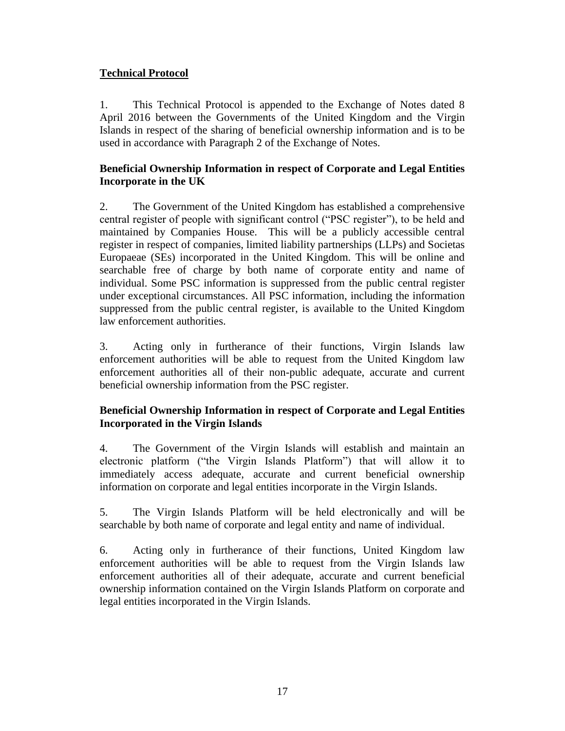## Technical Protocol

1. This Technical Protocol is appended to the Exchange of Notes dated 8 April 2016 between the Governments of the United Kingdom and the Virgin Islands in respect of the sharing of beneficial ownership information and is to be used in accordance with Paragraph 2 of the Exchange of Notes.

### Beneficial Ownership Information in respect of Corporate and Legal Entities Incorporate in the UK

2. The Government of the United Kingdom has established a comprehensive central register of people with significant control ("PSC register"), to be held and maintained by Companies House. This will be a publicly accessible central register in respect of companies, limited liability partnerships (LLPs) and Societas Europaeae (SEs) incorporated in the United Kingdom. This will be online and searchable free of charge by both name of corporate entity and name of individual. Some PSC information is suppressed from the public central register under exceptional circumstances. All PSC information, including the information suppressed from the public central register, is available to the United Kingdom law enforcement authorities.

3. Acting only in furtherance of their functions, Virgin Islands law enforcement authorities will be able to request from the United Kingdom law enforcement authorities all of their non-public adequate, accurate and current beneficial ownership information from the PSC register.

### Beneficial Ownership Information in respect of Corporate and Legal Entities Incorporated in the Virgin Islands

4. The Government of the Virgin Islands will establish and maintain an electronic platform ("the Virgin Islands Platform") that will allow it to immediately access adequate, accurate and current beneficial ownership information on corporate and legal entities incorporate in the Virgin Islands.

5. The Virgin Islands Platform will be held electronically and will be searchable by both name of corporate and legal entity and name of individual.

6. Acting only in furtherance of their functions, United Kingdom law enforcement authorities will be able to request from the Virgin Islands law enforcement authorities all of their adequate, accurate and current beneficial ownership information contained on the Virgin Islands Platform on corporate and legal entities incorporated in the Virgin Islands.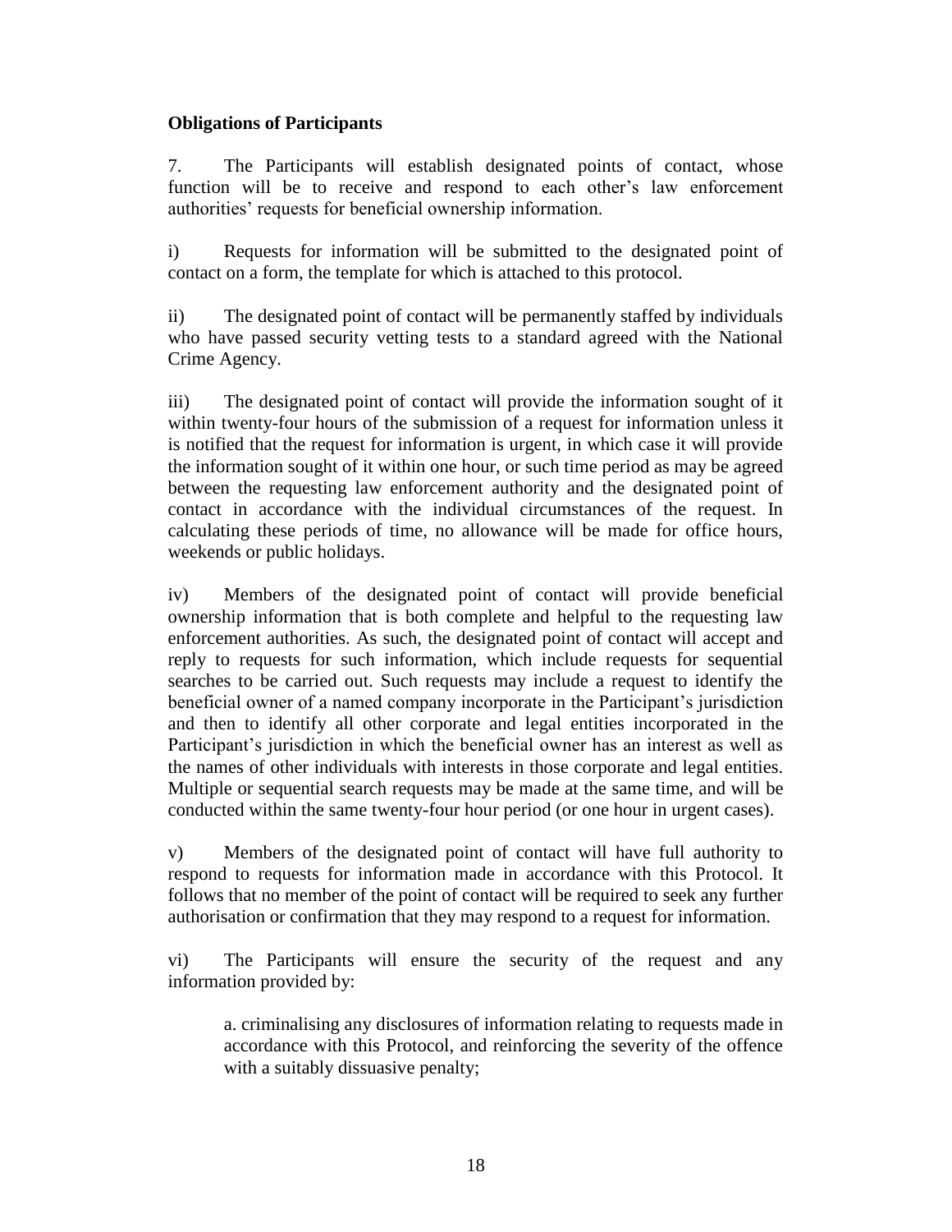**Obligations of Participants**

7. The Participants will establish designated points of contact, whose function will be to receive and respond to each other's law enforcement authorities' requests for beneficial ownership information.

i) Requests for information will be submitted to the designated point of contact on a form, the template for which is attached to this protocol.

ii) The designated point of contact will be permanently staffed by individuals who have passed security vetting tests to a standard agreed with the National Crime Agency.

iii) The designated point of contact will provide the information sought of it within twenty-four hours of the submission of a request for information unless it is notified that the request for information is urgent, in which case it will provide the information sought of it within one hour, or such time period as may be agreed between the requesting law enforcement authority and the designated point of contact in accordance with the individual circumstances of the request. In calculating these periods of time, no allowance will be made for office hours, weekends or public holidays.

iv) Members of the designated point of contact will provide beneficial ownership information that is both complete and helpful to the requesting law enforcement authorities. As such, the designated point of contact will accept and reply to requests for such information, which include requests for sequential searches to be carried out. Such requests may include a request to identify the beneficial owner of a named company incorporate in the Participant's jurisdiction and then to identify all other corporate and legal entities incorporated in the Participant's jurisdiction in which the beneficial owner has an interest as well as the names of other individuals with interests in those corporate and legal entities. Multiple or sequential search requests may be made at the same time, and will be conducted within the same twenty-four hour period (or one hour in urgent cases).

v) Members of the designated point of contact will have full authority to respond to requests for information made in accordance with this Protocol. It follows that no member of the point of contact will be required to seek any further authorisation or confirmation that they may respond to a request for information.

vi) The Participants will ensure the security of the request and any information provided by:

> a. criminalising any disclosures of information relating to requests made in accordance with this Protocol, and reinforcing the severity of the offence with a suitably dissuasive penalty;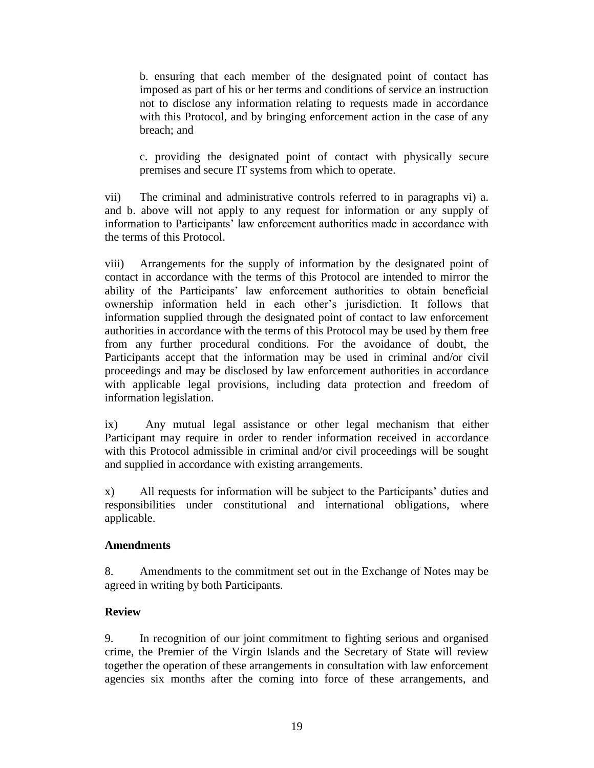b. ensuring that each member of the designated point of contact has imposed as part of his or her terms and conditions of service an instruction not to disclose any information relating to requests made in accordance with this Protocol, and by bringing enforcement action in the case of any breach; and

c. providing the designated point of contact with physically secure premises and secure IT systems from which to operate.

vii) The criminal and administrative controls referred to in paragraphs vi) a. and b. above will not apply to any request for information or any supply of information to Participants' law enforcement authorities made in accordance with the terms of this Protocol.

viii) Arrangements for the supply of information by the designated point of contact in accordance with the terms of this Protocol are intended to mirror the ability of the Participants' law enforcement authorities to obtain beneficial ownership information held in each other's jurisdiction. It follows that information supplied through the designated point of contact to law enforcement authorities in accordance with the terms of this Protocol may be used by them free from any further procedural conditions. For the avoidance of doubt, the Participants accept that the information may be used in criminal and/or civil proceedings and may be disclosed by law enforcement authorities in accordance with applicable legal provisions, including data protection and freedom of information legislation.

ix) Any mutual legal assistance or other legal mechanism that either Participant may require in order to render information received in accordance with this Protocol admissible in criminal and/or civil proceedings will be sought and supplied in accordance with existing arrangements.

x) All requests for information will be subject to the Participants' duties and responsibilities under constitutional and international obligations, where applicable.

**Amendments**

8. Amendments to the commitment set out in the Exchange of Notes may be agreed in writing by both Participants.

**Review**

9. In recognition of our joint commitment to fighting serious and organised crime, the Premier of the Virgin Islands and the Secretary of State will review together the operation of these arrangements in consultation with law enforcement agencies six months after the coming into force of these arrangements, and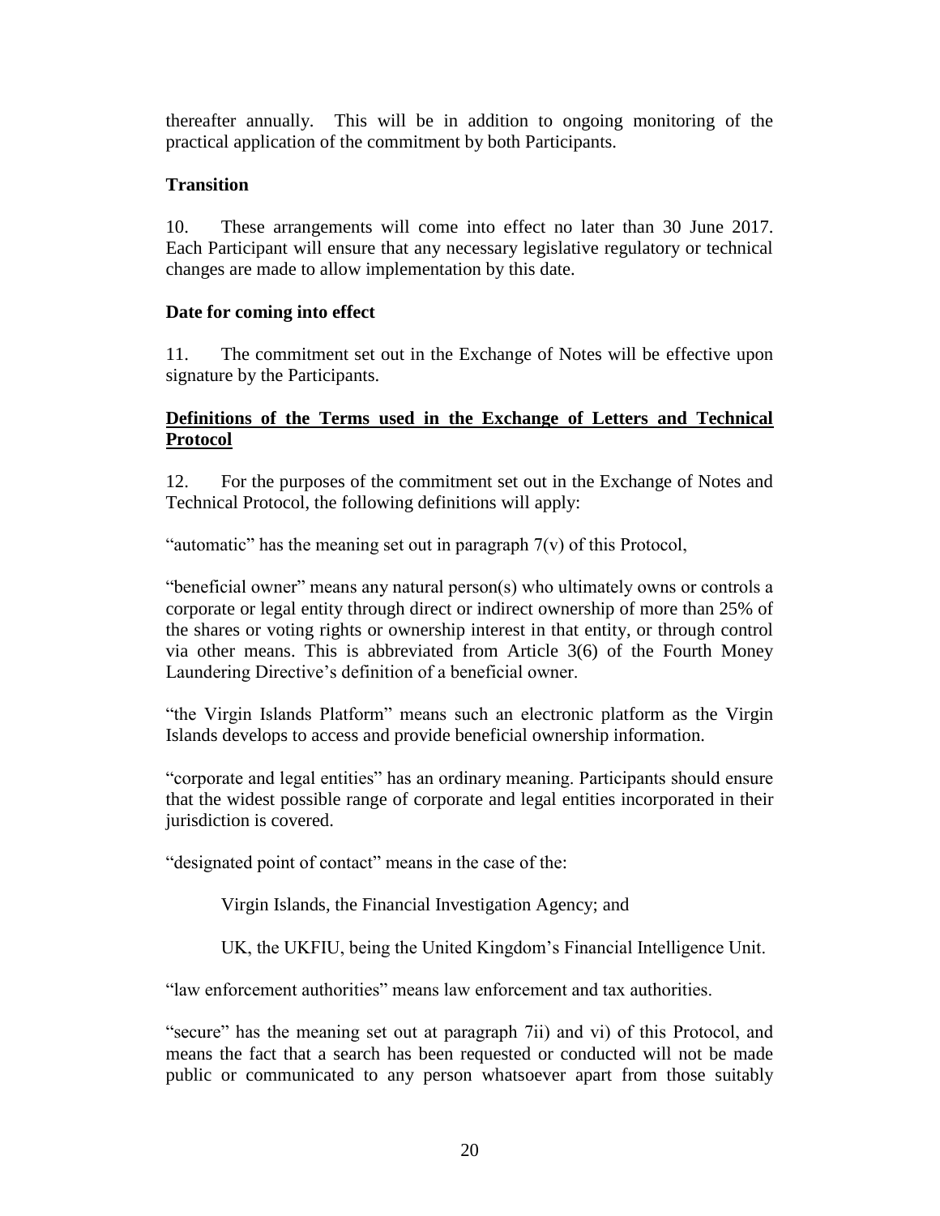thereafter annually. This will be in addition to ongoing monitoring of the practical application of the commitment by both Participants.

**Transition**

10. These arrangements will come into effect no later than 30 June 2017. Each Participant will ensure that any necessary legislative regulatory or technical changes are made to allow implementation by this date.

**Date for coming into effect**

11. The commitment set out in the Exchange of Notes will be effective upon signature by the Participants.

**<u>Definitions of the Terms used in the Exchange of Letters and Technical Protocol</u>**

12. For the purposes of the commitment set out in the Exchange of Notes and Technical Protocol, the following definitions will apply:

"automatic" has the meaning set out in paragraph 7(v) of this Protocol,

"beneficial owner" means any natural person(s) who ultimately owns or controls a corporate or legal entity through direct or indirect ownership of more than 25% of the shares or voting rights or ownership interest in that entity, or through control via other means. This is abbreviated from Article 3(6) of the Fourth Money Laundering Directive's definition of a beneficial owner.

"the Virgin Islands Platform" means such an electronic platform as the Virgin Islands develops to access and provide beneficial ownership information.

"corporate and legal entities" has an ordinary meaning. Participants should ensure that the widest possible range of corporate and legal entities incorporated in their jurisdiction is covered.

"designated point of contact" means in the case of the:

Virgin Islands, the Financial Investigation Agency; and

UK, the UKFIU, being the United Kingdom's Financial Intelligence Unit.

"law enforcement authorities" means law enforcement and tax authorities.

"secure" has the meaning set out at paragraph 7ii) and vi) of this Protocol, and means the fact that a search has been requested or conducted will not be made public or communicated to any person whatsoever apart from those suitably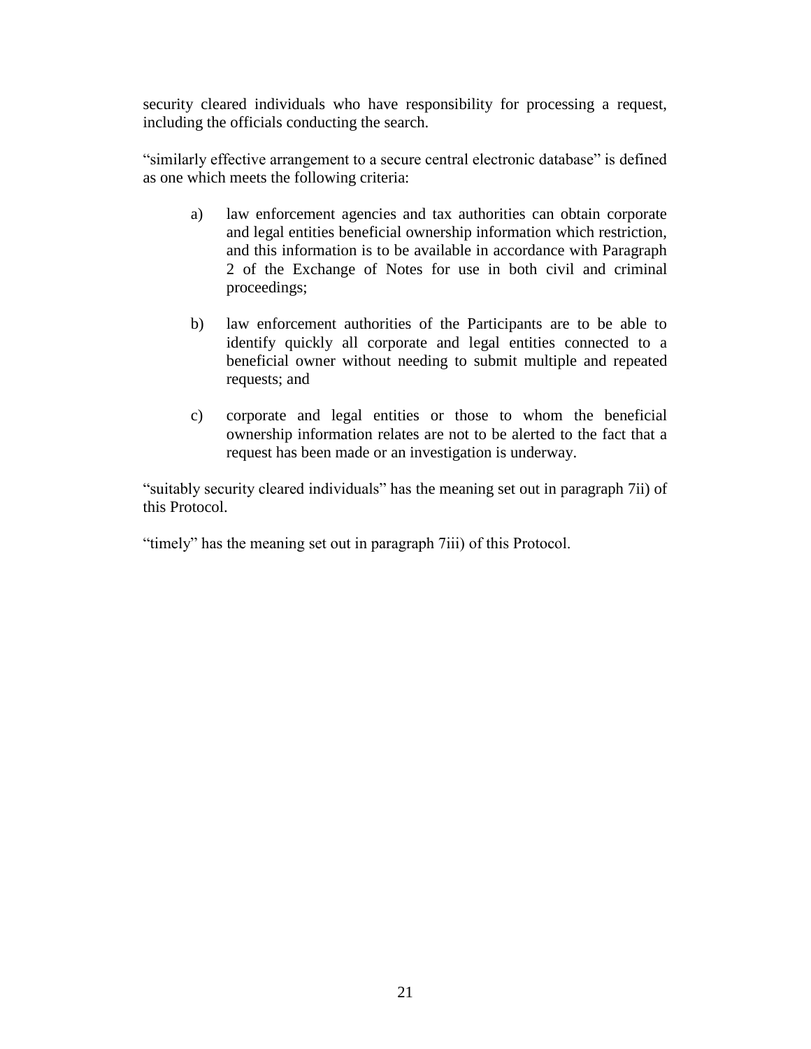security cleared individuals who have responsibility for processing a request, including the officials conducting the search.

"similarly effective arrangement to a secure central electronic database" is defined as one which meets the following criteria:

a) law enforcement agencies and tax authorities can obtain corporate and legal entities beneficial ownership information which restriction, and this information is to be available in accordance with Paragraph 2 of the Exchange of Notes for use in both civil and criminal proceedings;

b) law enforcement authorities of the Participants are to be able to identify quickly all corporate and legal entities connected to a beneficial owner without needing to submit multiple and repeated requests; and

c) corporate and legal entities or those to whom the beneficial ownership information relates are not to be alerted to the fact that a request has been made or an investigation is underway.

"suitably security cleared individuals" has the meaning set out in paragraph 7ii) of this Protocol.

"timely" has the meaning set out in paragraph 7iii) of this Protocol.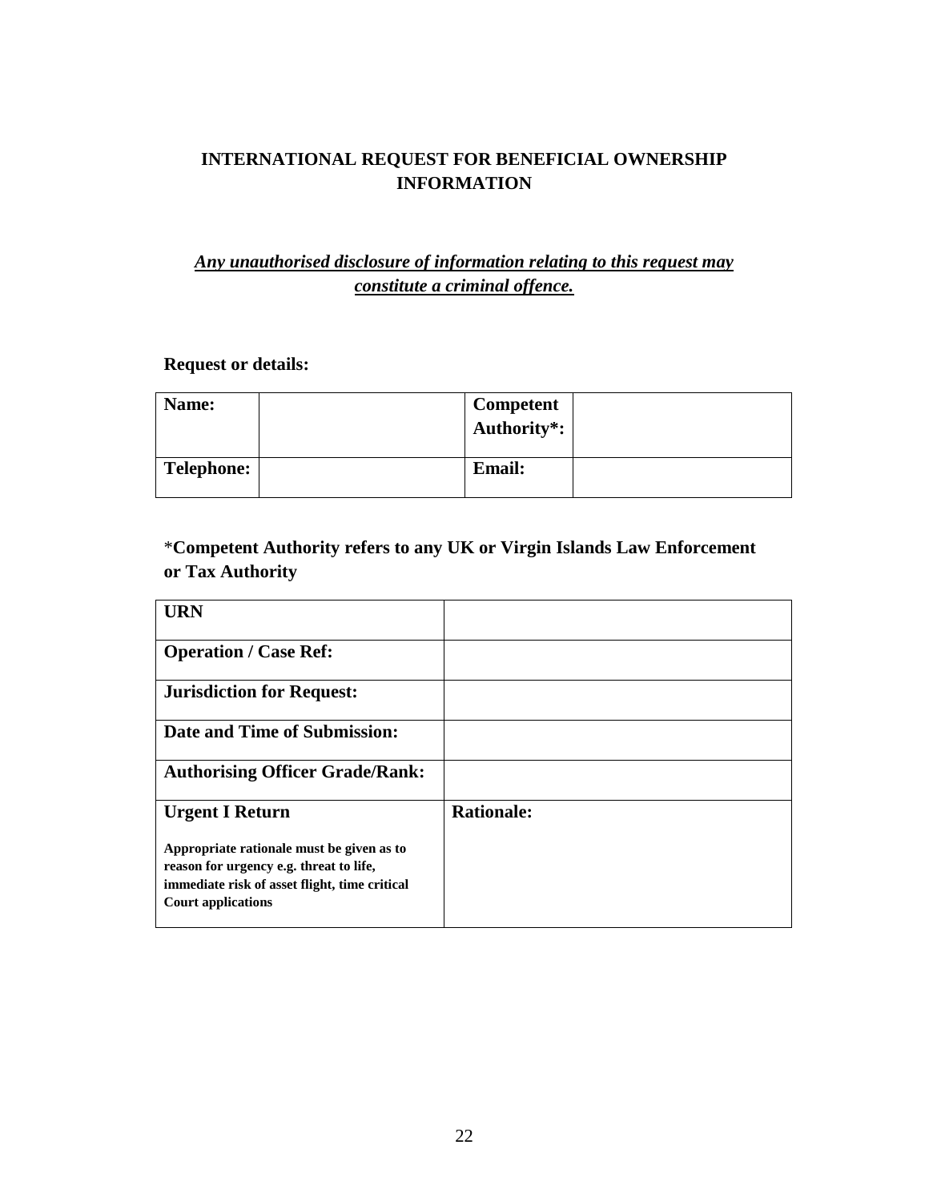## INTERNATIONAL REQUEST FOR BENEFICIAL OWNERSHIP INFORMATION

***Any unauthorised disclosure of information relating to this request may constitute a criminal offence.***

**Request or details:**

| **Name:** | | **Competent Authority*:** | |
|---|---|---|---|
| **Telephone:** | | **Email:** | |

***Competent Authority refers to any UK or Virgin Islands Law Enforcement or Tax Authority**

| **URN** | |
|---|---|
| **Operation / Case Ref:** | |
| **Jurisdiction for Request:** | |
| **Date and Time of Submission:** | |
| **Authorising Officer Grade/Rank:** | |
| **Urgent I Return**<br><br>**Appropriate rationale must be given as to reason for urgency e.g. threat to life, immediate risk of asset flight, time critical Court applications** | **Rationale:** |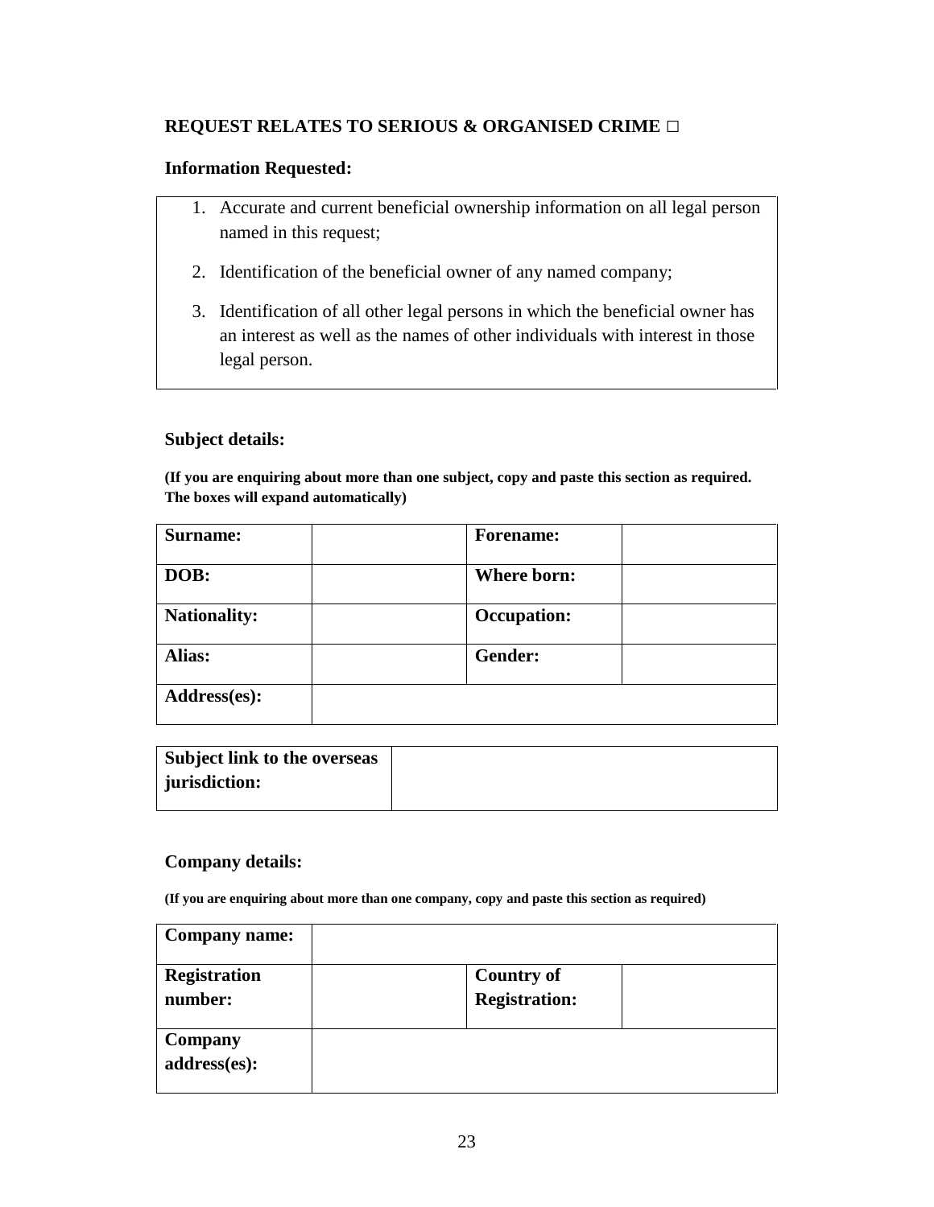**REQUEST RELATES TO SERIOUS & ORGANISED CRIME □**

**Information Requested:**

1. Accurate and current beneficial ownership information on all legal person named in this request;
2. Identification of the beneficial owner of any named company;
3. Identification of all other legal persons in which the beneficial owner has an interest as well as the names of other individuals with interest in those legal person.

**Subject details:**

**(If you are enquiring about more than one subject, copy and paste this section as required. The boxes will expand automatically)**

| **Surname:** | | **Forename:** | |
|---|---|---|---|
| **DOB:** | | **Where born:** | |
| **Nationality:** | | **Occupation:** | |
| **Alias:** | | **Gender:** | |
| **Address(es):** | | | |

| **Subject link to the overseas jurisdiction:** | |
|---|---|

**Company details:**

**(If you are enquiring about more than one company, copy and paste this section as required)**

| **Company name:** | | | |
|---|---|---|---|
| **Registration number:** | | **Country of Registration:** | |
| **Company address(es):** | | | |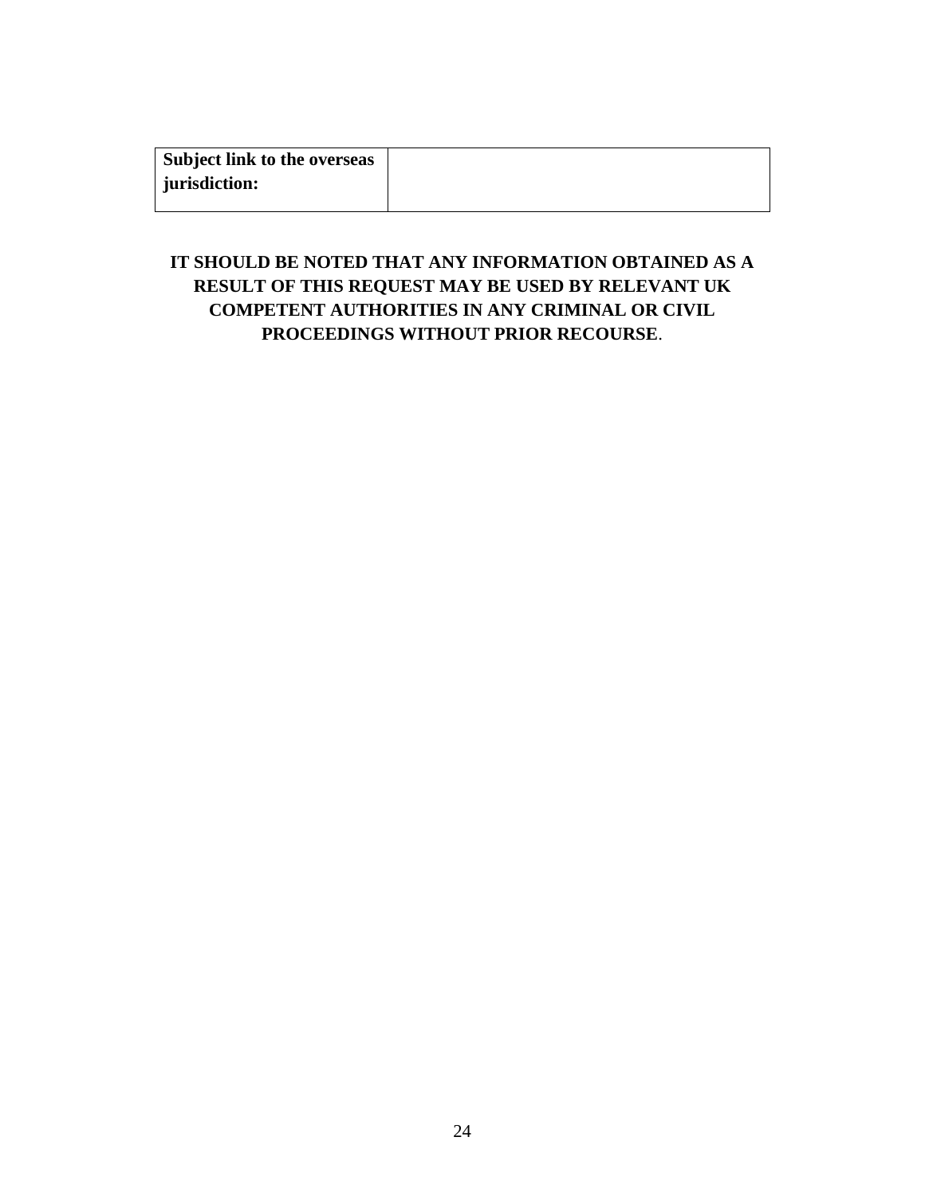| **Subject link to the overseas jurisdiction:** | |
|---|---|

**IT SHOULD BE NOTED THAT ANY INFORMATION OBTAINED AS A RESULT OF THIS REQUEST MAY BE USED BY RELEVANT UK COMPETENT AUTHORITIES IN ANY CRIMINAL OR CIVIL PROCEEDINGS WITHOUT PRIOR RECOURSE**.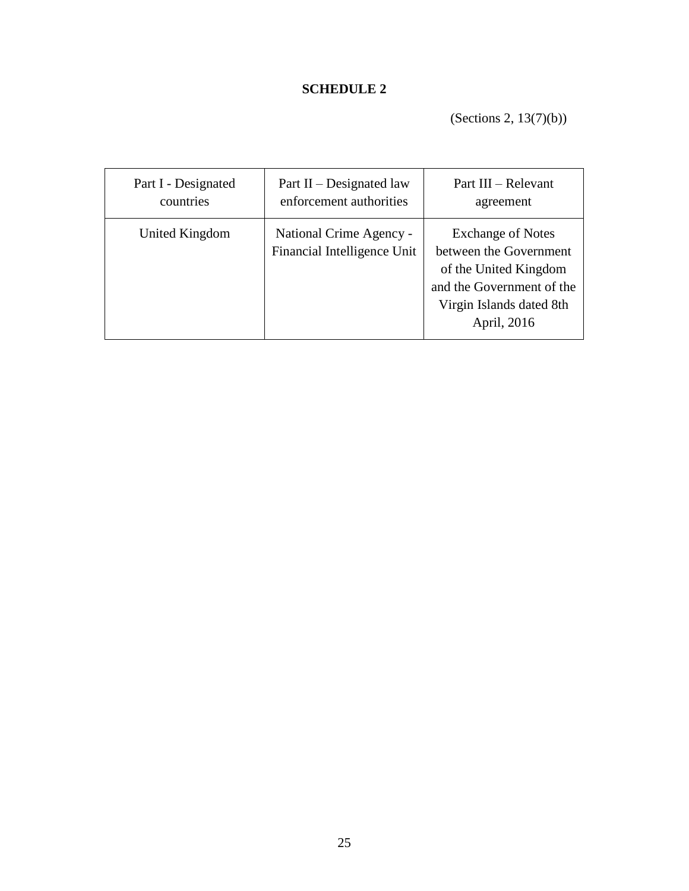# SCHEDULE 2

(Sections 2, 13(7)(b))

| Part I - Designated countries | Part II – Designated law enforcement authorities | Part III – Relevant agreement |
| --- | --- | --- |
| United Kingdom | National Crime Agency - Financial Intelligence Unit | Exchange of Notes between the Government of the United Kingdom and the Government of the Virgin Islands dated 8th April, 2016 |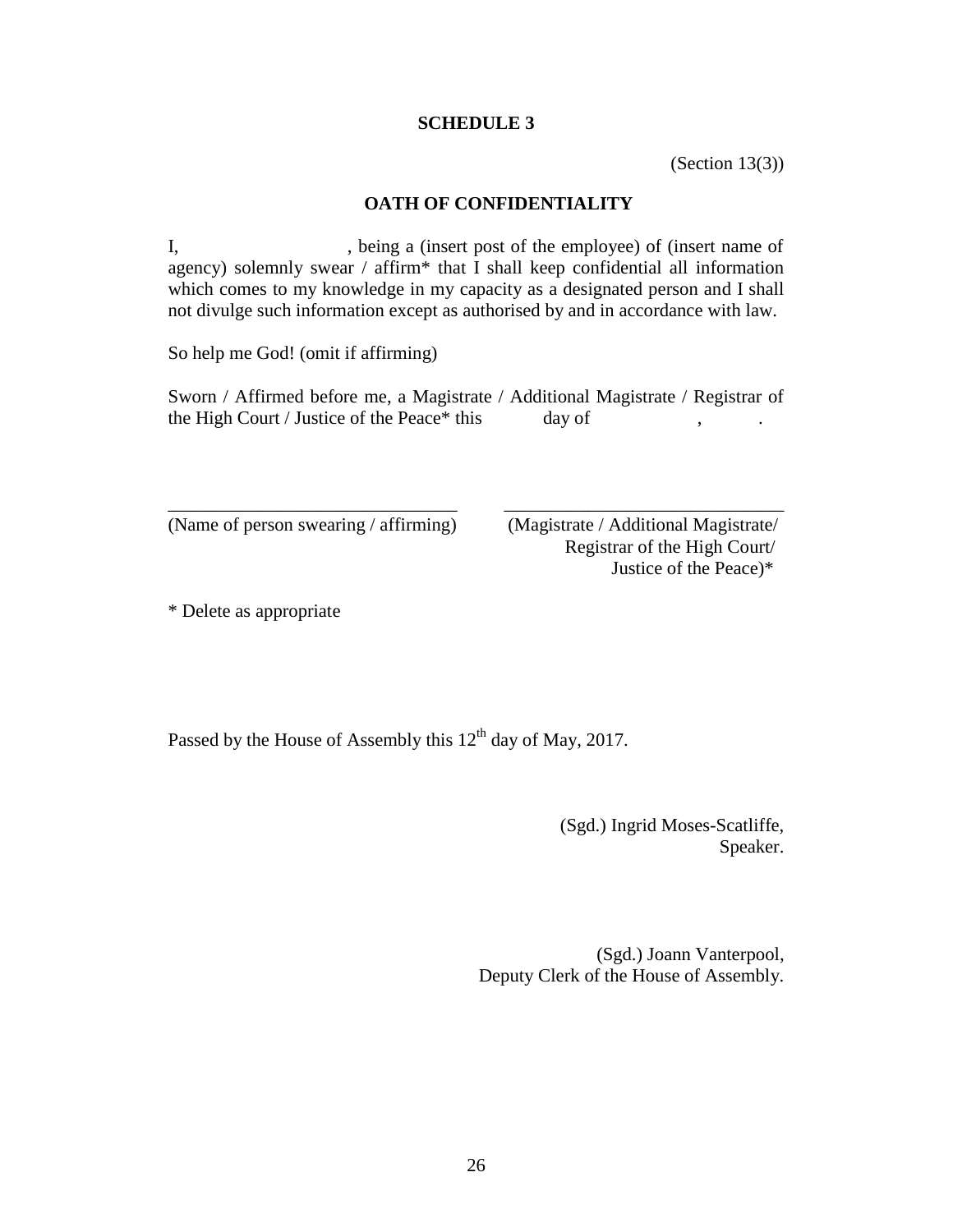**SCHEDULE 3**

(Section 13(3))

**OATH OF CONFIDENTIALITY**

I, , being a (insert post of the employee) of (insert name of agency) solemnly swear / affirm* that I shall keep confidential all information which comes to my knowledge in my capacity as a designated person and I shall not divulge such information except as authorised by and in accordance with law.

So help me God! (omit if affirming)

Sworn / Affirmed before me, a Magistrate / Additional Magistrate / Registrar of the High Court / Justice of the Peace* this day of , .

_______________________________
(Name of person swearing / affirming)

_______________________________
(Magistrate / Additional Magistrate/ Registrar of the High Court/ Justice of the Peace)*

* Delete as appropriate

Passed by the House of Assembly this 12th day of May, 2017.

(Sgd.) Ingrid Moses-Scatliffe,
Speaker.

(Sgd.) Joann Vanterpool,
Deputy Clerk of the House of Assembly.